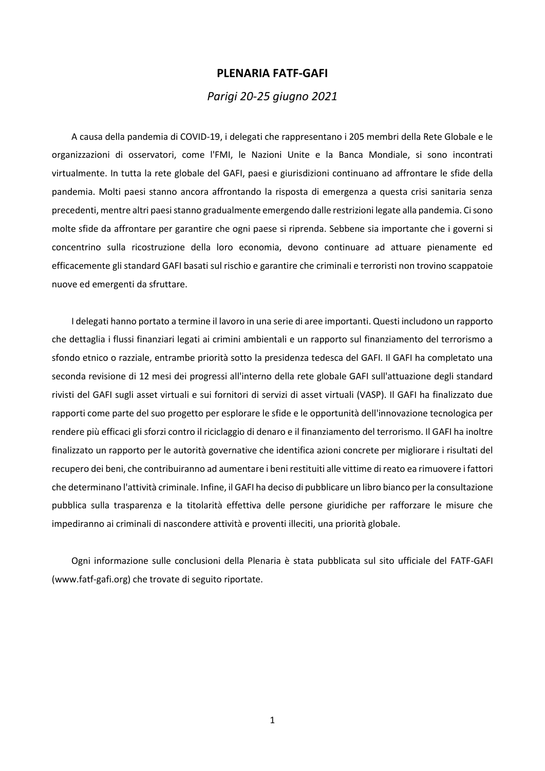# PLENARIA FATF-GAFI

*Parigi 20-25 giugno 2021*

A causa della pandemia di COVID-19, i delegati che rappresentano i 205 membri della Rete Globale e le organizzazioni di osservatori, come l'FMI, le Nazioni Unite e la Banca Mondiale, si sono incontrati virtualmente. In tutta la rete globale del GAFI, paesi e giurisdizioni continuano ad affrontare le sfide della pandemia. Molti paesi stanno ancora affrontando la risposta di emergenza a questa crisi sanitaria senza precedenti, mentre altri paesi stanno gradualmente emergendo dalle restrizioni legate alla pandemia. Ci sono molte sfide da affrontare per garantire che ogni paese si riprenda. Sebbene sia importante che i governi si concentrino sulla ricostruzione della loro economia, devono continuare ad attuare pienamente ed efficacemente gli standard GAFI basati sul rischio e garantire che criminali e terroristi non trovino scappatoie nuove ed emergenti da sfruttare.

I delegati hanno portato a termine il lavoro in una serie di aree importanti. Questi includono un rapporto che dettaglia i flussi finanziari legati ai crimini ambientali e un rapporto sul finanziamento del terrorismo a sfondo etnico o razziale, entrambe priorità sotto la presidenza tedesca del GAFI. Il GAFI ha completato una seconda revisione di 12 mesi dei progressi all'interno della rete globale GAFI sull'attuazione degli standard rivisti del GAFI sugli asset virtuali e sui fornitori di servizi di asset virtuali (VASP). Il GAFI ha finalizzato due rapporti come parte del suo progetto per esplorare le sfide e le opportunità dell'innovazione tecnologica per rendere più efficaci gli sforzi contro il riciclaggio di denaro e il finanziamento del terrorismo. Il GAFI ha inoltre finalizzato un rapporto per le autorità governative che identifica azioni concrete per migliorare i risultati del recupero dei beni, che contribuiranno ad aumentare i beni restituiti alle vittime di reato ea rimuovere i fattori che determinano l'attività criminale. Infine, il GAFI ha deciso di pubblicare un libro bianco per la consultazione pubblica sulla trasparenza e la titolarità effettiva delle persone giuridiche per rafforzare le misure che impediranno ai criminali di nascondere attività e proventi illeciti, una priorità globale.

Ogni informazione sulle conclusioni della Plenaria è stata pubblicata sul sito ufficiale del FATF-GAFI (www.fatf-gafi.org) che trovate di seguito riportate.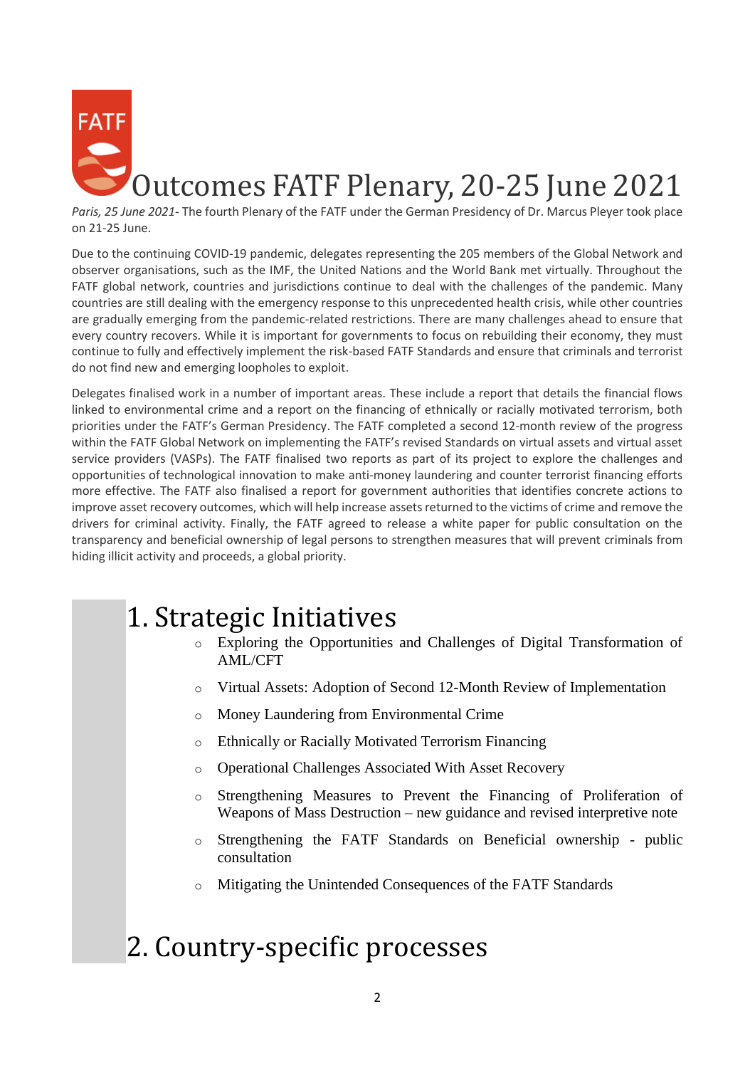# Outcomes FATF Plenary, 20-25 June 2021

*Paris, 25 June 2021*- The fourth Plenary of the FATF under the German Presidency of Dr. Marcus Pleyer took place on 21-25 June.

Due to the continuing COVID-19 pandemic, delegates representing the 205 members of the Global Network and observer organisations, such as the IMF, the United Nations and the World Bank met virtually. Throughout the FATF global network, countries and jurisdictions continue to deal with the challenges of the pandemic. Many countries are still dealing with the emergency response to this unprecedented health crisis, while other countries are gradually emerging from the pandemic-related restrictions. There are many challenges ahead to ensure that every country recovers. While it is important for governments to focus on rebuilding their economy, they must continue to fully and effectively implement the risk-based FATF Standards and ensure that criminals and terrorist do not find new and emerging loopholes to exploit.

Delegates finalised work in a number of important areas. These include a report that details the financial flows linked to environmental crime and a report on the financing of ethnically or racially motivated terrorism, both priorities under the FATF's German Presidency. The FATF completed a second 12-month review of the progress within the FATF Global Network on implementing the FATF's revised Standards on virtual assets and virtual asset service providers (VASPs). The FATF finalised two reports as part of its project to explore the challenges and opportunities of technological innovation to make anti-money laundering and counter terrorist financing efforts more effective. The FATF also finalised a report for government authorities that identifies concrete actions to improve asset recovery outcomes, which will help increase assets returned to the victims of crime and remove the drivers for criminal activity. Finally, the FATF agreed to release a white paper for public consultation on the transparency and beneficial ownership of legal persons to strengthen measures that will prevent criminals from hiding illicit activity and proceeds, a global priority.

## 1. Strategic Initiatives

- Exploring the Opportunities and Challenges of Digital Transformation of AML/CFT
- Virtual Assets: Adoption of Second 12-Month Review of Implementation
- Money Laundering from Environmental Crime
- Ethnically or Racially Motivated Terrorism Financing
- Operational Challenges Associated With Asset Recovery
- Strengthening Measures to Prevent the Financing of Proliferation of Weapons of Mass Destruction – new guidance and revised interpretive note
- Strengthening the FATF Standards on Beneficial ownership - public consultation
- Mitigating the Unintended Consequences of the FATF Standards

## 2. Country-specific processes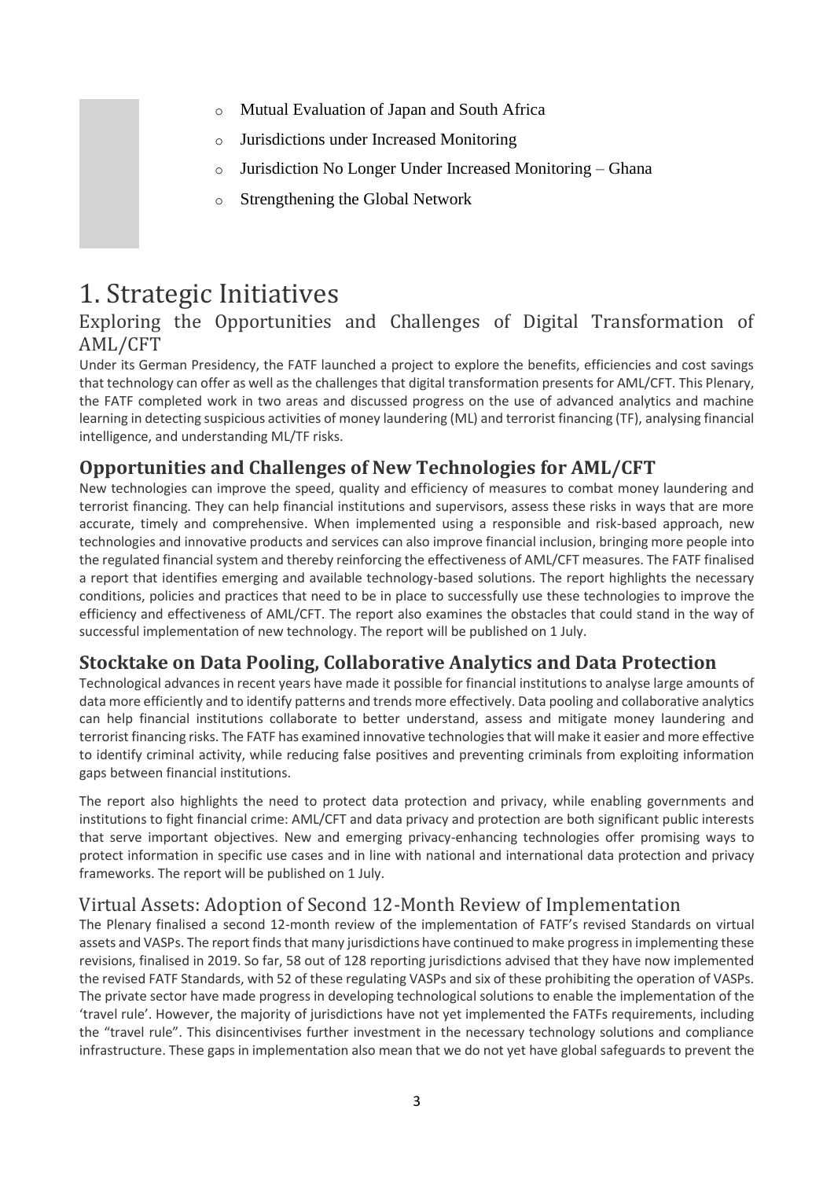- Mutual Evaluation of Japan and South Africa
- Jurisdictions under Increased Monitoring
- Jurisdiction No Longer Under Increased Monitoring – Ghana
- Strengthening the Global Network

# 1. Strategic Initiatives

## Exploring the Opportunities and Challenges of Digital Transformation of AML/CFT

Under its German Presidency, the FATF launched a project to explore the benefits, efficiencies and cost savings that technology can offer as well as the challenges that digital transformation presents for AML/CFT. This Plenary, the FATF completed work in two areas and discussed progress on the use of advanced analytics and machine learning in detecting suspicious activities of money laundering (ML) and terrorist financing (TF), analysing financial intelligence, and understanding ML/TF risks.

### Opportunities and Challenges of New Technologies for AML/CFT

New technologies can improve the speed, quality and efficiency of measures to combat money laundering and terrorist financing. They can help financial institutions and supervisors, assess these risks in ways that are more accurate, timely and comprehensive. When implemented using a responsible and risk-based approach, new technologies and innovative products and services can also improve financial inclusion, bringing more people into the regulated financial system and thereby reinforcing the effectiveness of AML/CFT measures. The FATF finalised a report that identifies emerging and available technology-based solutions. The report highlights the necessary conditions, policies and practices that need to be in place to successfully use these technologies to improve the efficiency and effectiveness of AML/CFT. The report also examines the obstacles that could stand in the way of successful implementation of new technology. The report will be published on 1 July.

### Stocktake on Data Pooling, Collaborative Analytics and Data Protection

Technological advances in recent years have made it possible for financial institutions to analyse large amounts of data more efficiently and to identify patterns and trends more effectively. Data pooling and collaborative analytics can help financial institutions collaborate to better understand, assess and mitigate money laundering and terrorist financing risks. The FATF has examined innovative technologies that will make it easier and more effective to identify criminal activity, while reducing false positives and preventing criminals from exploiting information gaps between financial institutions.

The report also highlights the need to protect data protection and privacy, while enabling governments and institutions to fight financial crime: AML/CFT and data privacy and protection are both significant public interests that serve important objectives. New and emerging privacy-enhancing technologies offer promising ways to protect information in specific use cases and in line with national and international data protection and privacy frameworks. The report will be published on 1 July.

## Virtual Assets: Adoption of Second 12-Month Review of Implementation

The Plenary finalised a second 12-month review of the implementation of FATF's revised Standards on virtual assets and VASPs. The report finds that many jurisdictions have continued to make progress in implementing these revisions, finalised in 2019. So far, 58 out of 128 reporting jurisdictions advised that they have now implemented the revised FATF Standards, with 52 of these regulating VASPs and six of these prohibiting the operation of VASPs. The private sector have made progress in developing technological solutions to enable the implementation of the 'travel rule'. However, the majority of jurisdictions have not yet implemented the FATFs requirements, including the "travel rule". This disincentivises further investment in the necessary technology solutions and compliance infrastructure. These gaps in implementation also mean that we do not yet have global safeguards to prevent the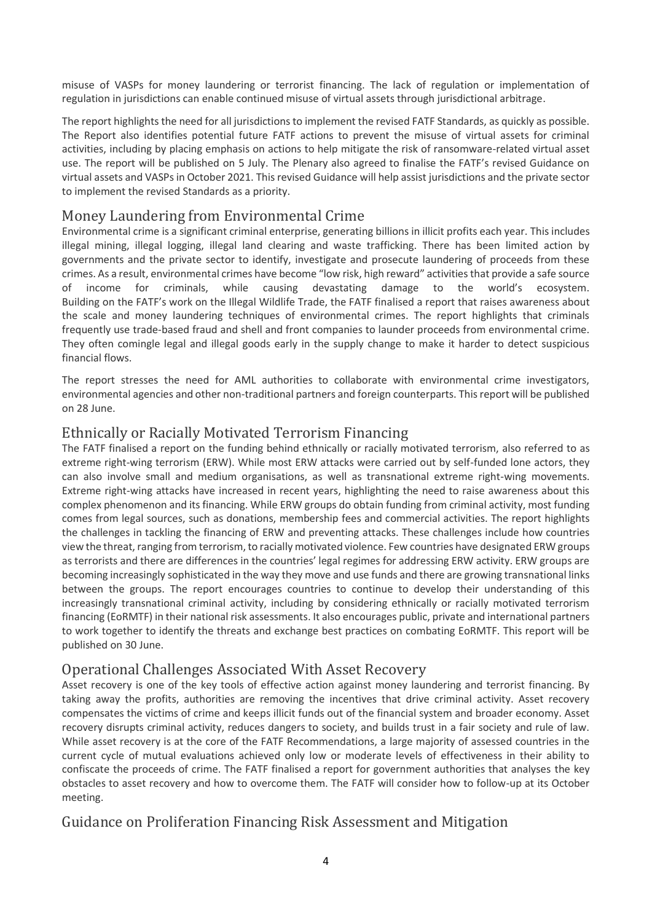misuse of VASPs for money laundering or terrorist financing. The lack of regulation or implementation of regulation in jurisdictions can enable continued misuse of virtual assets through jurisdictional arbitrage.

The report highlights the need for all jurisdictions to implement the revised FATF Standards, as quickly as possible. The Report also identifies potential future FATF actions to prevent the misuse of virtual assets for criminal activities, including by placing emphasis on actions to help mitigate the risk of ransomware-related virtual asset use. The report will be published on 5 July. The Plenary also agreed to finalise the FATF's revised Guidance on virtual assets and VASPs in October 2021. This revised Guidance will help assist jurisdictions and the private sector to implement the revised Standards as a priority.

## Money Laundering from Environmental Crime

Environmental crime is a significant criminal enterprise, generating billions in illicit profits each year. This includes illegal mining, illegal logging, illegal land clearing and waste trafficking. There has been limited action by governments and the private sector to identify, investigate and prosecute laundering of proceeds from these crimes. As a result, environmental crimes have become "low risk, high reward" activities that provide a safe source of income for criminals, while causing devastating damage to the world's ecosystem. Building on the FATF's work on the Illegal Wildlife Trade, the FATF finalised a report that raises awareness about the scale and money laundering techniques of environmental crimes. The report highlights that criminals frequently use trade-based fraud and shell and front companies to launder proceeds from environmental crime. They often comingle legal and illegal goods early in the supply change to make it harder to detect suspicious financial flows.

The report stresses the need for AML authorities to collaborate with environmental crime investigators, environmental agencies and other non-traditional partners and foreign counterparts. This report will be published on 28 June.

## Ethnically or Racially Motivated Terrorism Financing

The FATF finalised a report on the funding behind ethnically or racially motivated terrorism, also referred to as extreme right-wing terrorism (ERW). While most ERW attacks were carried out by self-funded lone actors, they can also involve small and medium organisations, as well as transnational extreme right-wing movements. Extreme right-wing attacks have increased in recent years, highlighting the need to raise awareness about this complex phenomenon and its financing. While ERW groups do obtain funding from criminal activity, most funding comes from legal sources, such as donations, membership fees and commercial activities. The report highlights the challenges in tackling the financing of ERW and preventing attacks. These challenges include how countries view the threat, ranging from terrorism, to racially motivated violence. Few countries have designated ERW groups as terrorists and there are differences in the countries' legal regimes for addressing ERW activity. ERW groups are becoming increasingly sophisticated in the way they move and use funds and there are growing transnational links between the groups. The report encourages countries to continue to develop their understanding of this increasingly transnational criminal activity, including by considering ethnically or racially motivated terrorism financing (EoRMTF) in their national risk assessments. It also encourages public, private and international partners to work together to identify the threats and exchange best practices on combating EoRMTF. This report will be published on 30 June.

## Operational Challenges Associated With Asset Recovery

Asset recovery is one of the key tools of effective action against money laundering and terrorist financing. By taking away the profits, authorities are removing the incentives that drive criminal activity. Asset recovery compensates the victims of crime and keeps illicit funds out of the financial system and broader economy. Asset recovery disrupts criminal activity, reduces dangers to society, and builds trust in a fair society and rule of law. While asset recovery is at the core of the FATF Recommendations, a large majority of assessed countries in the current cycle of mutual evaluations achieved only low or moderate levels of effectiveness in their ability to confiscate the proceeds of crime. The FATF finalised a report for government authorities that analyses the key obstacles to asset recovery and how to overcome them. The FATF will consider how to follow-up at its October meeting.

## Guidance on Proliferation Financing Risk Assessment and Mitigation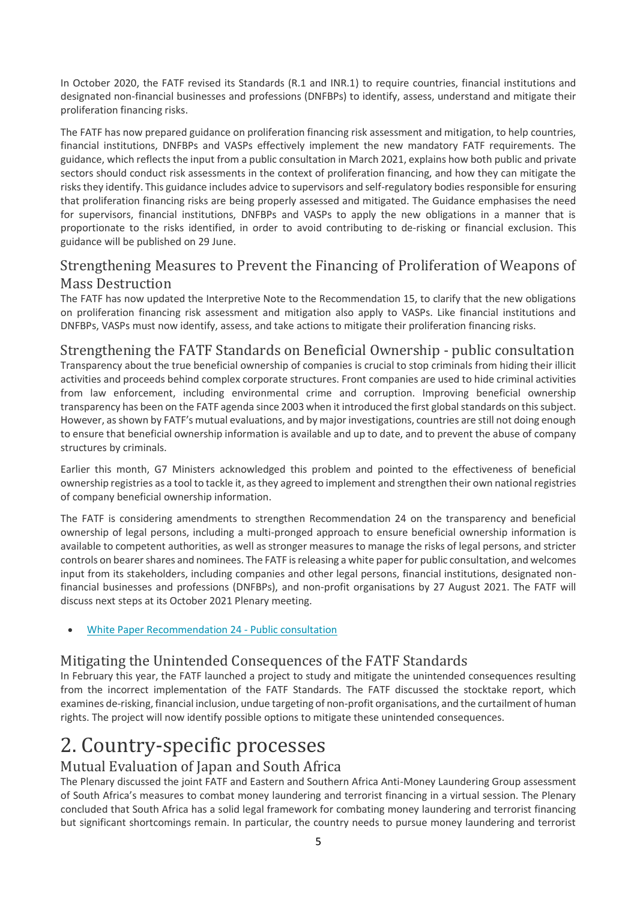In October 2020, the FATF revised its Standards (R.1 and INR.1) to require countries, financial institutions and designated non-financial businesses and professions (DNFBPs) to identify, assess, understand and mitigate their proliferation financing risks.

The FATF has now prepared guidance on proliferation financing risk assessment and mitigation, to help countries, financial institutions, DNFBPs and VASPs effectively implement the new mandatory FATF requirements. The guidance, which reflects the input from a public consultation in March 2021, explains how both public and private sectors should conduct risk assessments in the context of proliferation financing, and how they can mitigate the risks they identify. This guidance includes advice to supervisors and self-regulatory bodies responsible for ensuring that proliferation financing risks are being properly assessed and mitigated. The Guidance emphasises the need for supervisors, financial institutions, DNFBPs and VASPs to apply the new obligations in a manner that is proportionate to the risks identified, in order to avoid contributing to de-risking or financial exclusion. This guidance will be published on 29 June.

### Strengthening Measures to Prevent the Financing of Proliferation of Weapons of Mass Destruction

The FATF has now updated the Interpretive Note to the Recommendation 15, to clarify that the new obligations on proliferation financing risk assessment and mitigation also apply to VASPs. Like financial institutions and DNFBPs, VASPs must now identify, assess, and take actions to mitigate their proliferation financing risks.

### Strengthening the FATF Standards on Beneficial Ownership - public consultation

Transparency about the true beneficial ownership of companies is crucial to stop criminals from hiding their illicit activities and proceeds behind complex corporate structures. Front companies are used to hide criminal activities from law enforcement, including environmental crime and corruption. Improving beneficial ownership transparency has been on the FATF agenda since 2003 when it introduced the first global standards on this subject. However, as shown by FATF's mutual evaluations, and by major investigations, countries are still not doing enough to ensure that beneficial ownership information is available and up to date, and to prevent the abuse of company structures by criminals.

Earlier this month, G7 Ministers acknowledged this problem and pointed to the effectiveness of beneficial ownership registries as a tool to tackle it, as they agreed to implement and strengthen their own national registries of company beneficial ownership information.

The FATF is considering amendments to strengthen Recommendation 24 on the transparency and beneficial ownership of legal persons, including a multi-pronged approach to ensure beneficial ownership information is available to competent authorities, as well as stronger measures to manage the risks of legal persons, and stricter controls on bearer shares and nominees. The FATF is releasing a white paper for public consultation, and welcomes input from its stakeholders, including companies and other legal persons, financial institutions, designated non-financial businesses and professions (DNFBPs), and non-profit organisations by 27 August 2021. The FATF will discuss next steps at its October 2021 Plenary meeting.

- White Paper Recommendation 24 - Public consultation

### Mitigating the Unintended Consequences of the FATF Standards

In February this year, the FATF launched a project to study and mitigate the unintended consequences resulting from the incorrect implementation of the FATF Standards. The FATF discussed the stocktake report, which examines de-risking, financial inclusion, undue targeting of non-profit organisations, and the curtailment of human rights. The project will now identify possible options to mitigate these unintended consequences.

# 2. Country-specific processes

### Mutual Evaluation of Japan and South Africa

The Plenary discussed the joint FATF and Eastern and Southern Africa Anti-Money Laundering Group assessment of South Africa's measures to combat money laundering and terrorist financing in a virtual session. The Plenary concluded that South Africa has a solid legal framework for combating money laundering and terrorist financing but significant shortcomings remain. In particular, the country needs to pursue money laundering and terrorist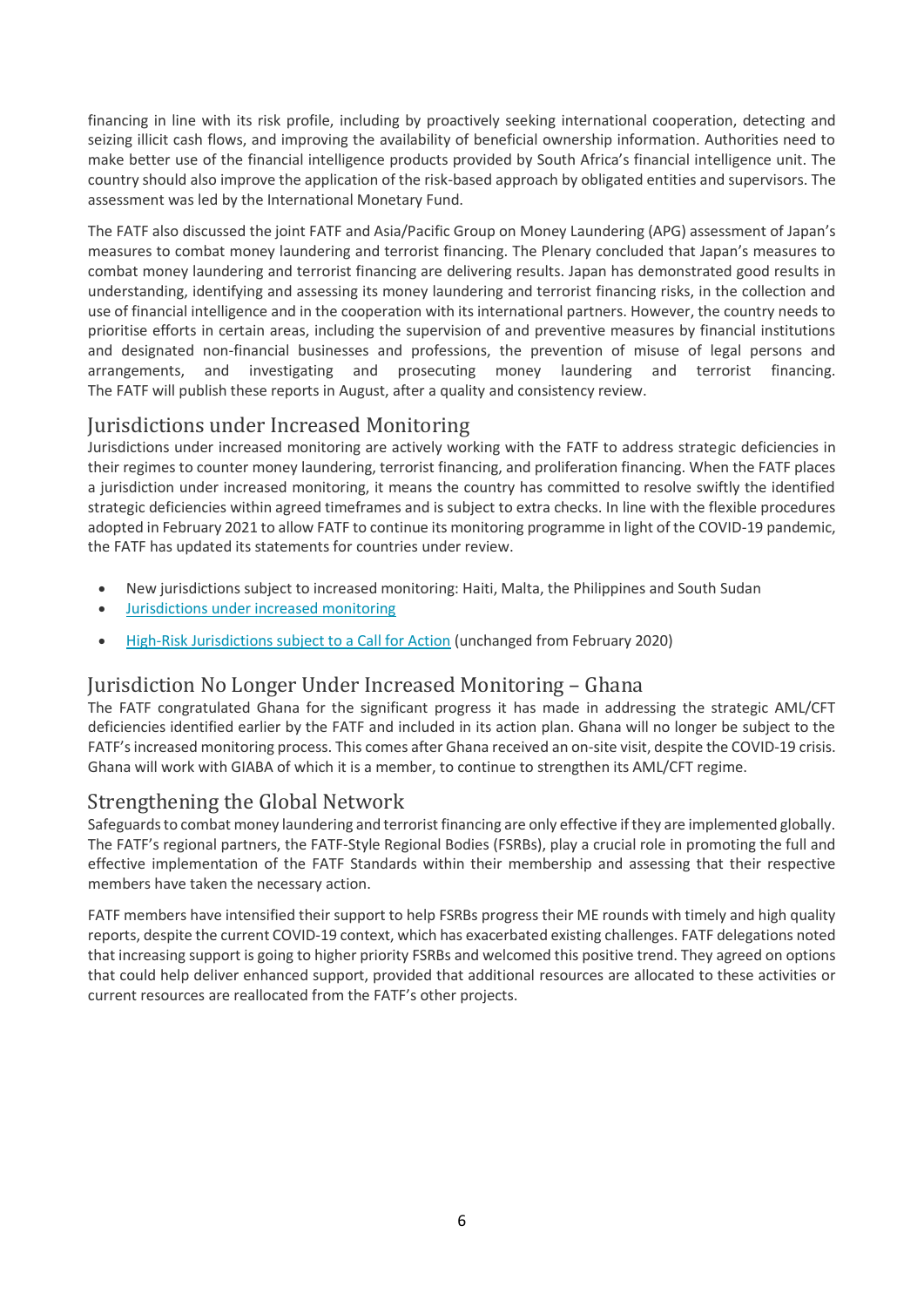financing in line with its risk profile, including by proactively seeking international cooperation, detecting and seizing illicit cash flows, and improving the availability of beneficial ownership information. Authorities need to make better use of the financial intelligence products provided by South Africa's financial intelligence unit. The country should also improve the application of the risk-based approach by obligated entities and supervisors. The assessment was led by the International Monetary Fund.

The FATF also discussed the joint FATF and Asia/Pacific Group on Money Laundering (APG) assessment of Japan's measures to combat money laundering and terrorist financing. The Plenary concluded that Japan's measures to combat money laundering and terrorist financing are delivering results. Japan has demonstrated good results in understanding, identifying and assessing its money laundering and terrorist financing risks, in the collection and use of financial intelligence and in the cooperation with its international partners. However, the country needs to prioritise efforts in certain areas, including the supervision of and preventive measures by financial institutions and designated non-financial businesses and professions, the prevention of misuse of legal persons and arrangements, and investigating and prosecuting money laundering and terrorist financing. The FATF will publish these reports in August, after a quality and consistency review.

## Jurisdictions under Increased Monitoring

Jurisdictions under increased monitoring are actively working with the FATF to address strategic deficiencies in their regimes to counter money laundering, terrorist financing, and proliferation financing. When the FATF places a jurisdiction under increased monitoring, it means the country has committed to resolve swiftly the identified strategic deficiencies within agreed timeframes and is subject to extra checks. In line with the flexible procedures adopted in February 2021 to allow FATF to continue its monitoring programme in light of the COVID-19 pandemic, the FATF has updated its statements for countries under review.

- New jurisdictions subject to increased monitoring: Haiti, Malta, the Philippines and South Sudan
- Jurisdictions under increased monitoring
- High-Risk Jurisdictions subject to a Call for Action (unchanged from February 2020)

## Jurisdiction No Longer Under Increased Monitoring – Ghana

The FATF congratulated Ghana for the significant progress it has made in addressing the strategic AML/CFT deficiencies identified earlier by the FATF and included in its action plan. Ghana will no longer be subject to the FATF's increased monitoring process. This comes after Ghana received an on-site visit, despite the COVID-19 crisis. Ghana will work with GIABA of which it is a member, to continue to strengthen its AML/CFT regime.

## Strengthening the Global Network

Safeguards to combat money laundering and terrorist financing are only effective if they are implemented globally. The FATF's regional partners, the FATF-Style Regional Bodies (FSRBs), play a crucial role in promoting the full and effective implementation of the FATF Standards within their membership and assessing that their respective members have taken the necessary action.

FATF members have intensified their support to help FSRBs progress their ME rounds with timely and high quality reports, despite the current COVID-19 context, which has exacerbated existing challenges. FATF delegations noted that increasing support is going to higher priority FSRBs and welcomed this positive trend. They agreed on options that could help deliver enhanced support, provided that additional resources are allocated to these activities or current resources are reallocated from the FATF's other projects.